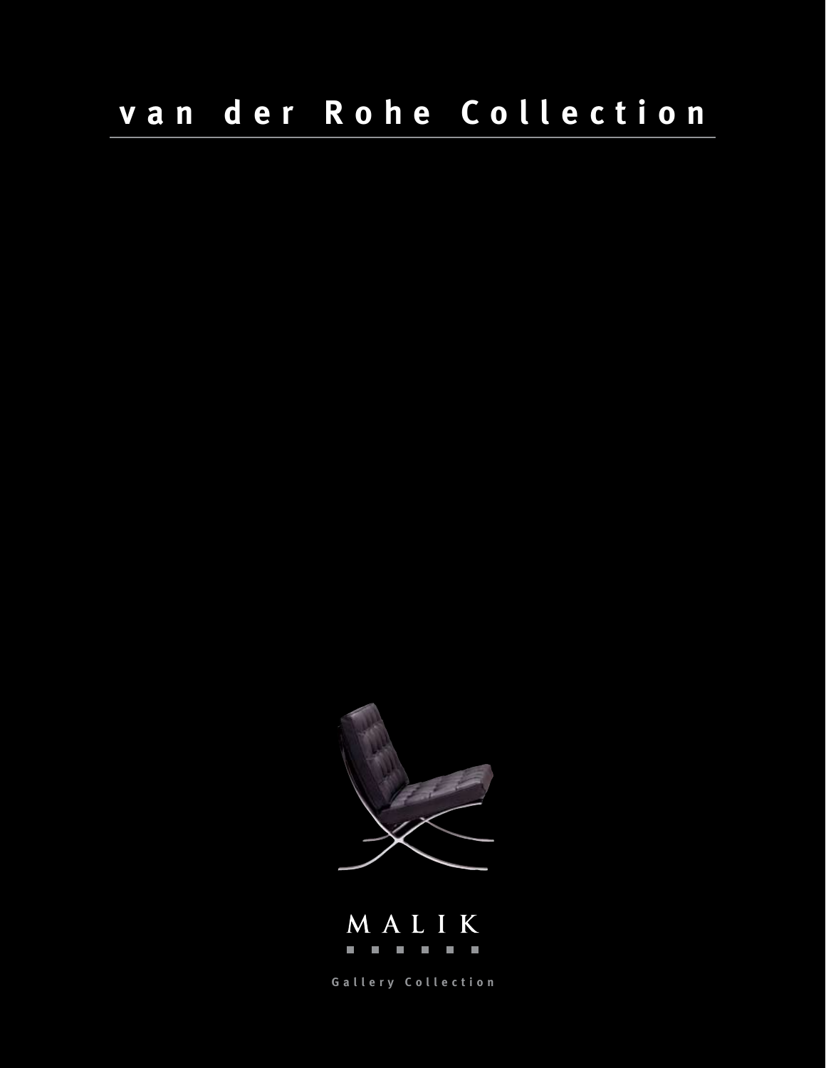# van der Rohe Collection

MALIK

Gallery Collection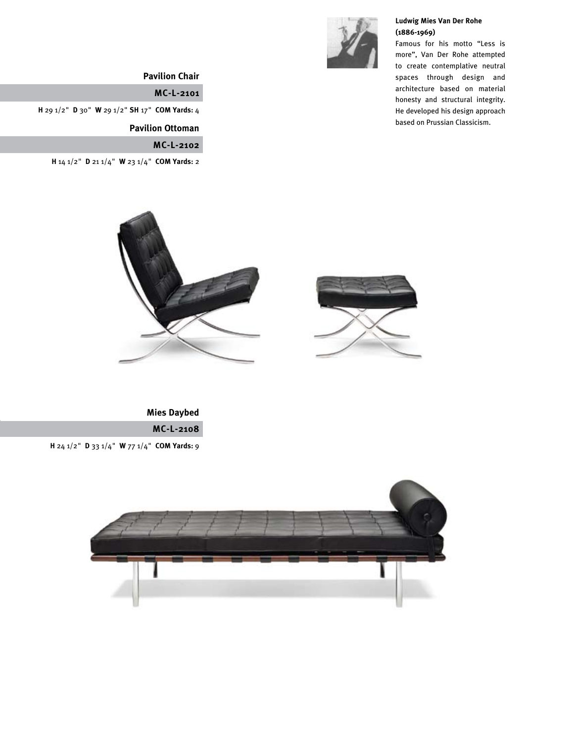**Ludwig Mies Van Der Rohe (1886-1969)**

Famous for his motto "Less is more", Van Der Rohe attempted to create contemplative neutral spaces through design and architecture based on material honesty and structural integrity. He developed his design approach based on Prussian Classicism.

## Pavilion Chair

**MC-L-2101**

**H** 29 1/2" **D** 30" **W** 29 1/2" **SH** 17" **COM Yards:** 4

## Pavilion Ottoman

**MC-L-2102**

**H** 14 1/2" **D** 21 1/4" **W** 23 1/4" **COM Yards:** 2

## Mies Daybed

**MC-L-2108**

**H** 24 1/2" **D** 33 1/4" **W** 77 1/4" **COM Yards:** 9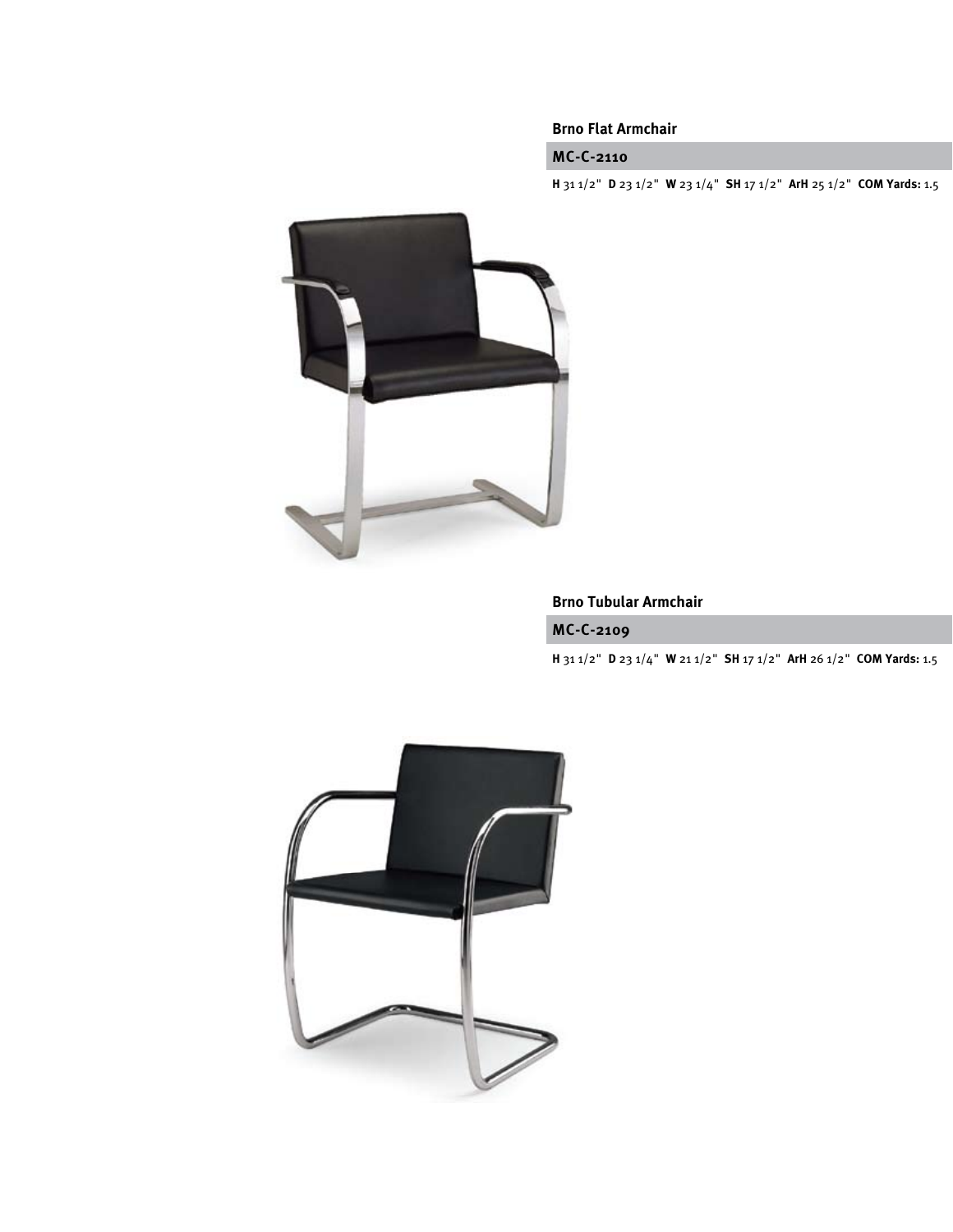### Brno Flat Armchair

**MC-C-2110**

**H** 31 1/2" **D** 23 1/2" **W** 23 1/4" **SH** 17 1/2" **ArH** 25 1/2" **COM Yards:** 1.5

### Brno Tubular Armchair

**MC-C-2109**

**H** 31 1/2" **D** 23 1/4" **W** 21 1/2" **SH** 17 1/2" **ArH** 26 1/2" **COM Yards:** 1.5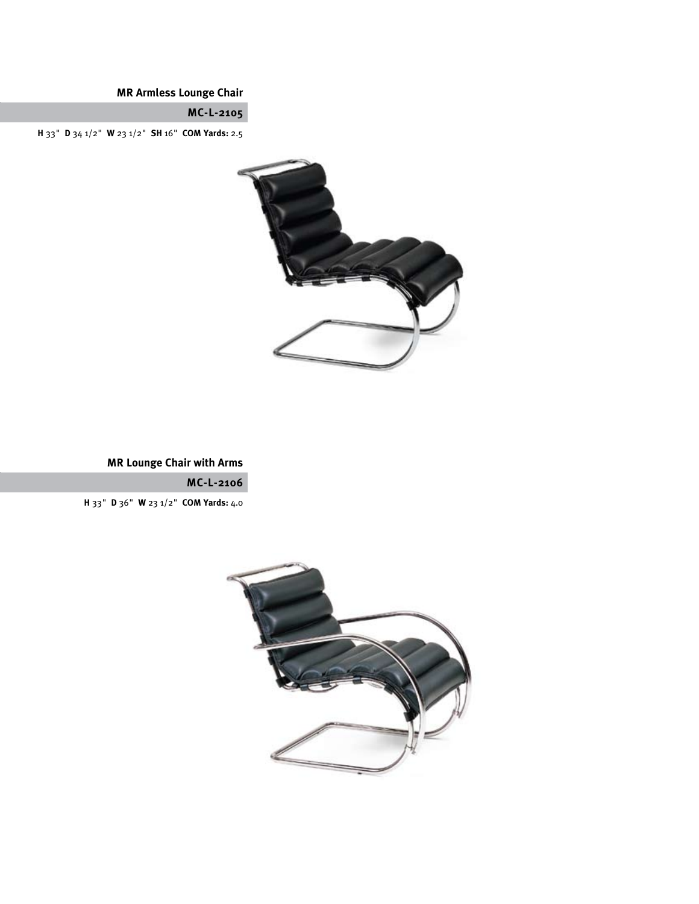## MR Armless Lounge Chair

**MC-L-2105**

**H** 33" **D** 34 1/2" **W** 23 1/2" **SH** 16" **COM Yards:** 2.5

## MR Lounge Chair with Arms

**MC-L-2106**

**H** 33" **D** 36" **W** 23 1/2" **COM Yards:** 4.0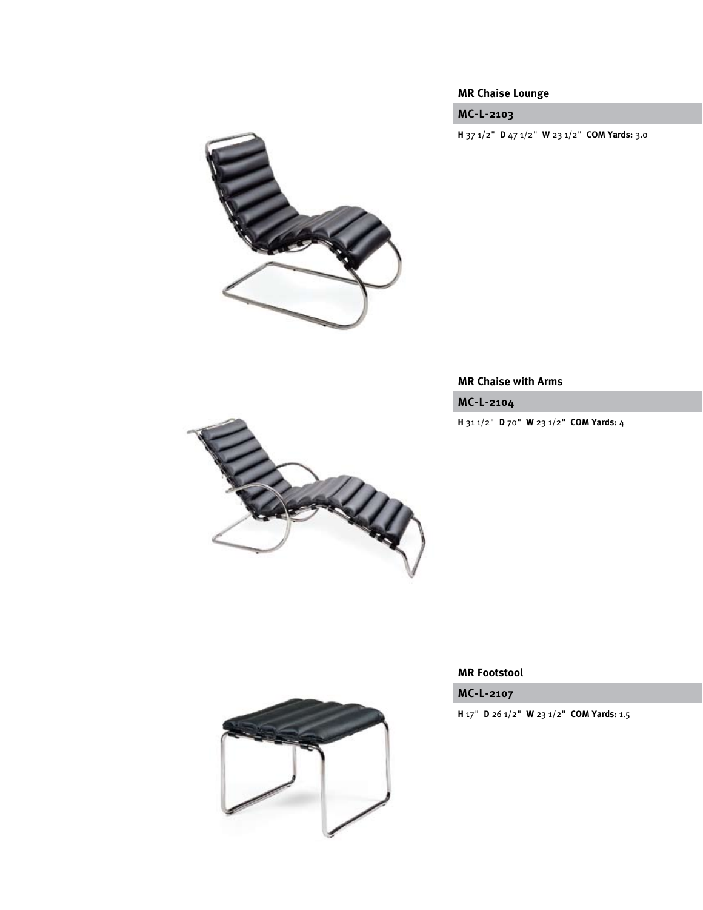## MR Chaise Lounge

### MC-L-2103

**H** 37 1/2" **D** 47 1/2" **W** 23 1/2" **COM Yards:** 3.0

## MR Chaise with Arms

### MC-L-2104

**H** 31 1/2" **D** 70" **W** 23 1/2" **COM Yards:** 4

## MR Footstool

### MC-L-2107

**H** 17" **D** 26 1/2" **W** 23 1/2" **COM Yards:** 1.5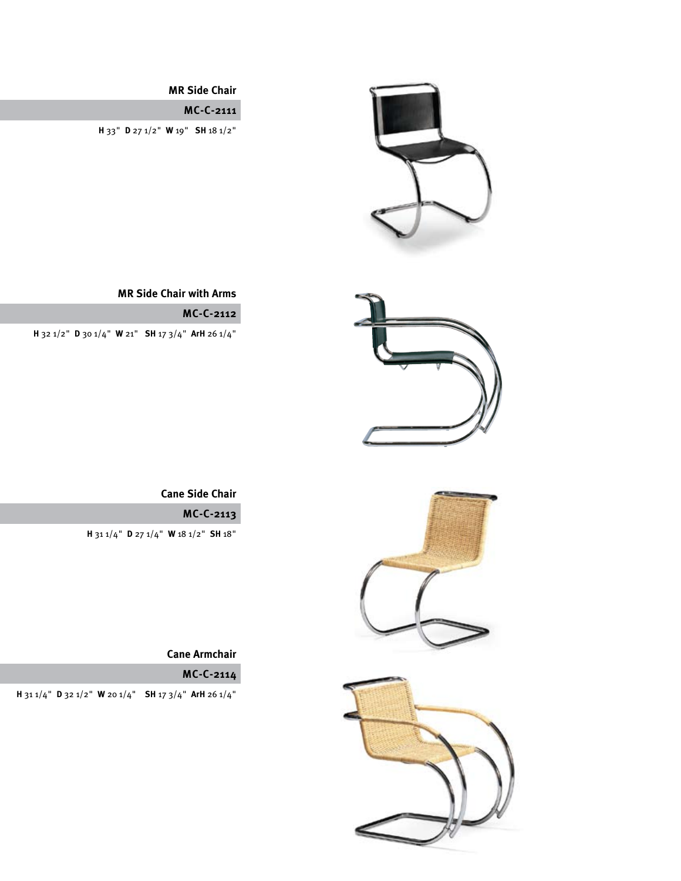### MR Side Chair

**MC-C-2111**

**H** 33" **D** 27 1/2" **W** 19" **SH** 18 1/2"

### MR Side Chair with Arms

**MC-C-2112**

**H** 32 1/2" **D** 30 1/4" **W** 21" **SH** 17 3/4" **ArH** 26 1/4"

### Cane Side Chair

**MC-C-2113**

**H** 31 1/4" **D** 27 1/4" **W** 18 1/2" **SH** 18"

### Cane Armchair

**MC-C-2114**

**H** 31 1/4" **D** 32 1/2" **W** 20 1/4" **SH** 17 3/4" **ArH** 26 1/4"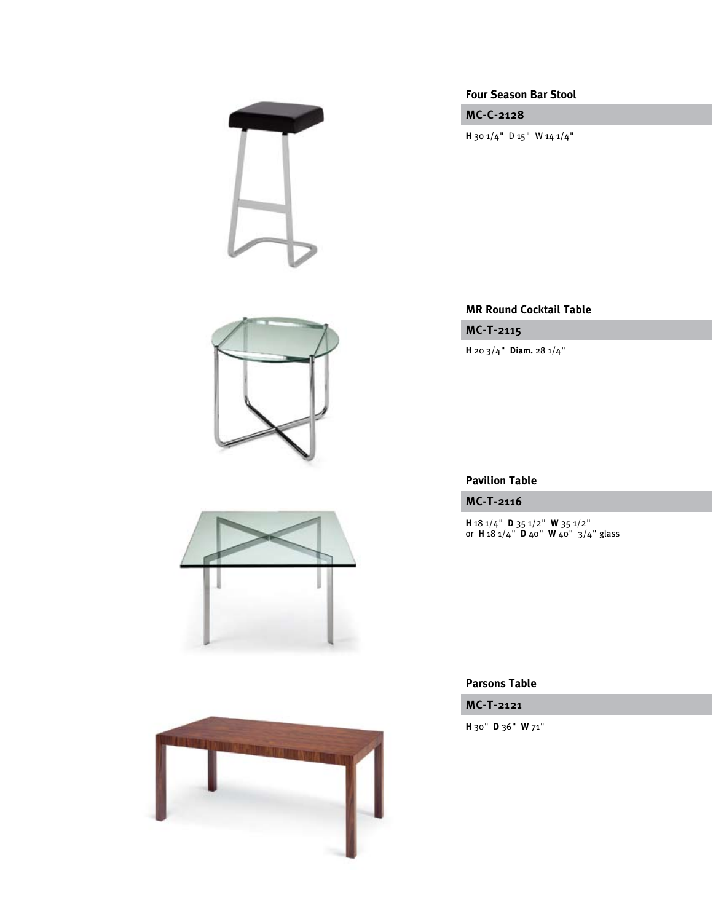## Four Season Bar Stool

**MC-C-2128**

**H** 30 1/4" D 15" W 14 1/4"

## MR Round Cocktail Table

**MC-T-2115**

**H** 20 3/4" **Diam.** 28 1/4"

## Pavilion Table

**MC-T-2116**

**H** 18 1/4" **D** 35 1/2" **W** 35 1/2"
or **H** 18 1/4" **D** 40" **W** 40" 3/4" glass

## Parsons Table

**MC-T-2121**

**H** 30" **D** 36" **W** 71"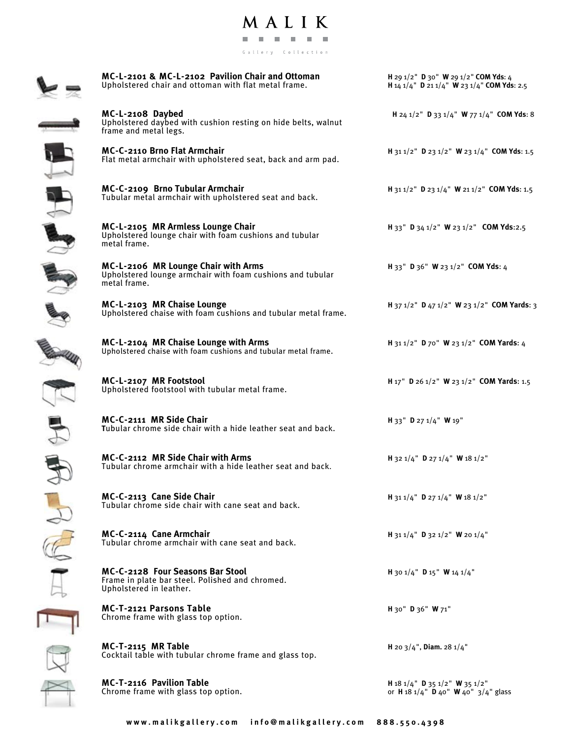# MALIK

Gallery Collection

**MC-L-2101 & MC-L-2102 Pavilion Chair and Ottoman**
Upholstered chair and ottoman with flat metal frame.
**H** 29 1/2" **D** 30" **W** 29 1/2" **COM Yds**: 4
**H** 14 1/4" **D** 21 1/4" **W** 23 1/4" **COM Yds**: 2.5

**MC-L-2108 Daybed**
Upholstered daybed with cushion resting on hide belts, walnut frame and metal legs.
**H** 24 1/2" **D** 33 1/4" **W** 77 1/4" **COM Yds**: 8

**MC-C-2110 Brno Flat Armchair**
Flat metal armchair with upholstered seat, back and arm pad.
**H** 31 1/2" **D** 23 1/2" **W** 23 1/4" **COM Yds**: 1.5

**MC-C-2109 Brno Tubular Armchair**
Tubular metal armchair with upholstered seat and back.
**H** 31 1/2" **D** 23 1/4" **W** 21 1/2" **COM Yds**: 1.5

**MC-L-2105 MR Armless Lounge Chair**
Upholstered lounge chair with foam cushions and tubular metal frame.
**H** 33" **D** 34 1/2" **W** 23 1/2" **COM Yds**:2.5

**MC-L-2106 MR Lounge Chair with Arms**
Upholstered lounge armchair with foam cushions and tubular metal frame.
**H** 33" **D** 36" **W** 23 1/2" **COM Yds**: 4

**MC-L-2103 MR Chaise Lounge**
Upholstered chaise with foam cushions and tubular metal frame.
**H** 37 1/2" **D** 47 1/2" **W** 23 1/2" **COM Yards**: 3

**MC-L-2104 MR Chaise Lounge with Arms**
Upholstered chaise with foam cushions and tubular metal frame.
**H** 31 1/2" **D** 70" **W** 23 1/2" **COM Yards**: 4

**MC-L-2107 MR Footstool**
Upholstered footstool with tubular metal frame.
**H** 17" **D** 26 1/2" **W** 23 1/2" **COM Yards**: 1.5

**MC-C-2111 MR Side Chair**
Tubular chrome side chair with a hide leather seat and back.
**H** 33" **D** 27 1/4" **W** 19"

**MC-C-2112 MR Side Chair with Arms**
Tubular chrome armchair with a hide leather seat and back.
**H** 32 1/4" **D** 27 1/4" **W** 18 1/2"

**MC-C-2113 Cane Side Chair**
Tubular chrome side chair with cane seat and back.
**H** 31 1/4" **D** 27 1/4" **W** 18 1/2"

**MC-C-2114 Cane Armchair**
Tubular chrome armchair with cane seat and back.
**H** 31 1/4" **D** 32 1/2" **W** 20 1/4"

**MC-C-2128 Four Seasons Bar Stool**
Frame in plate bar steel. Polished and chromed. Upholstered in leather.
**H** 30 1/4" **D** 15" **W** 14 1/4"

**MC-T-2121 Parsons Table**
Chrome frame with glass top option.
**H** 30" **D** 36" **W** 71"

**MC-T-2115 MR Table**
Cocktail table with tubular chrome frame and glass top.
**H** 20 3/4", **Diam.** 28 1/4"

**MC-T-2116 Pavilion Table**
Chrome frame with glass top option.
**H** 18 1/4" **D** 35 1/2" **W** 35 1/2"
or **H** 18 1/4" **D** 40" **W** 40" 3/4" glass

**www.malikgallery.com info@malikgallery.com 888.550.4398**